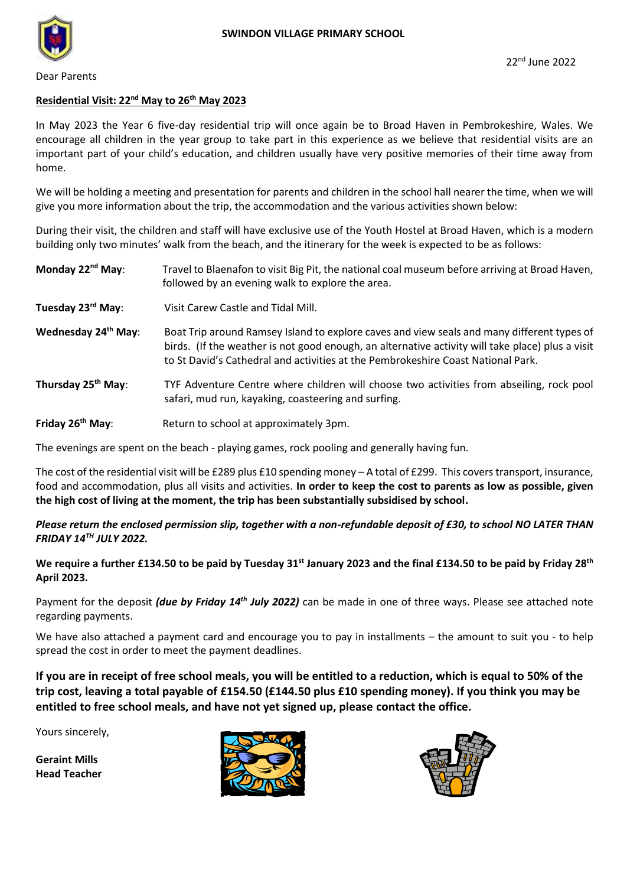**SWINDON VILLAGE PRIMARY SCHOOL**

22nd June 2022

Dear Parents

**Residential Visit: 22nd May to 26th May 2023**

In May 2023 the Year 6 five-day residential trip will once again be to Broad Haven in Pembrokeshire, Wales. We encourage all children in the year group to take part in this experience as we believe that residential visits are an important part of your child's education, and children usually have very positive memories of their time away from home.

We will be holding a meeting and presentation for parents and children in the school hall nearer the time, when we will give you more information about the trip, the accommodation and the various activities shown below:

During their visit, the children and staff will have exclusive use of the Youth Hostel at Broad Haven, which is a modern building only two minutes' walk from the beach, and the itinerary for the week is expected to be as follows:

**Monday 22nd May**: Travel to Blaenafon to visit Big Pit, the national coal museum before arriving at Broad Haven, followed by an evening walk to explore the area.

**Tuesday 23rd May**: Visit Carew Castle and Tidal Mill.

**Wednesday 24th May**: Boat Trip around Ramsey Island to explore caves and view seals and many different types of birds. (If the weather is not good enough, an alternative activity will take place) plus a visit to St David's Cathedral and activities at the Pembrokeshire Coast National Park.

**Thursday 25th May**: TYF Adventure Centre where children will choose two activities from abseiling, rock pool safari, mud run, kayaking, coasteering and surfing.

**Friday 26th May**: Return to school at approximately 3pm.

The evenings are spent on the beach - playing games, rock pooling and generally having fun.

The cost of the residential visit will be £289 plus £10 spending money – A total of £299. This covers transport, insurance, food and accommodation, plus all visits and activities. **In order to keep the cost to parents as low as possible, given the high cost of living at the moment, the trip has been substantially subsidised by school.**

***Please return the enclosed permission slip, together with a non-refundable deposit of £30, to school NO LATER THAN FRIDAY 14TH JULY 2022.***

**We require a further £134.50 to be paid by Tuesday 31st January 2023 and the final £134.50 to be paid by Friday 28th April 2023.**

Payment for the deposit ***(due by Friday 14th July 2022)*** can be made in one of three ways. Please see attached note regarding payments.

We have also attached a payment card and encourage you to pay in installments – the amount to suit you - to help spread the cost in order to meet the payment deadlines.

**If you are in receipt of free school meals, you will be entitled to a reduction, which is equal to 50% of the trip cost, leaving a total payable of £154.50 (£144.50 plus £10 spending money). If you think you may be entitled to free school meals, and have not yet signed up, please contact the office.**

Yours sincerely,

**Geraint Mills**
**Head Teacher**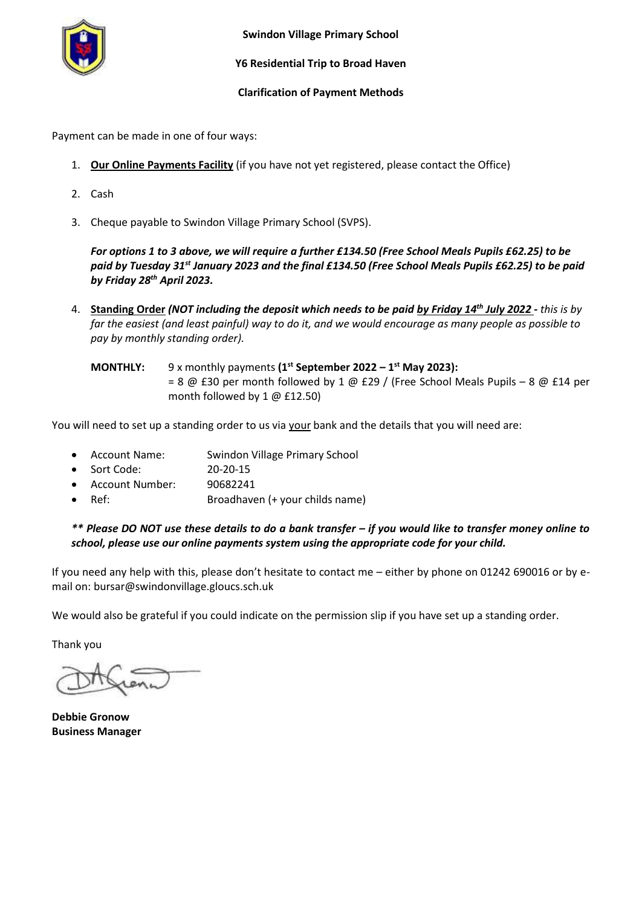**Swindon Village Primary School**

**Y6 Residential Trip to Broad Haven**

**Clarification of Payment Methods**

Payment can be made in one of four ways:

1. **Our Online Payments Facility** (if you have not yet registered, please contact the Office)

2. Cash

3. Cheque payable to Swindon Village Primary School (SVPS).

   ***For options 1 to 3 above, we will require a further £134.50 (Free School Meals Pupils £62.25) to be paid by Tuesday 31st January 2023 and the final £134.50 (Free School Meals Pupils £62.25) to be paid by Friday 28th April 2023.***

4. **Standing Order** ***(NOT including the deposit which needs to be paid by Friday 14th July 2022 -*** *this is by far the easiest (and least painful) way to do it, and we would encourage as many people as possible to pay by monthly standing order).*

   **MONTHLY:** 9 x monthly payments **(1st September 2022 – 1st May 2023):**
   = 8 @ £30 per month followed by 1 @ £29 / (Free School Meals Pupils – 8 @ £14 per month followed by 1 @ £12.50)

You will need to set up a standing order to us via your bank and the details that you will need are:

- Account Name: Swindon Village Primary School
- Sort Code: 20-20-15
- Account Number: 90682241
- Ref: Broadhaven (+ your childs name)

***** Please DO NOT use these details to do a bank transfer – if you would like to transfer money online to school, please use our online payments system using the appropriate code for your child.***

If you need any help with this, please don't hesitate to contact me – either by phone on 01242 690016 or by e-mail on: bursar@swindonvillage.gloucs.sch.uk

We would also be grateful if you could indicate on the permission slip if you have set up a standing order.

Thank you

**Debbie Gronow**
**Business Manager**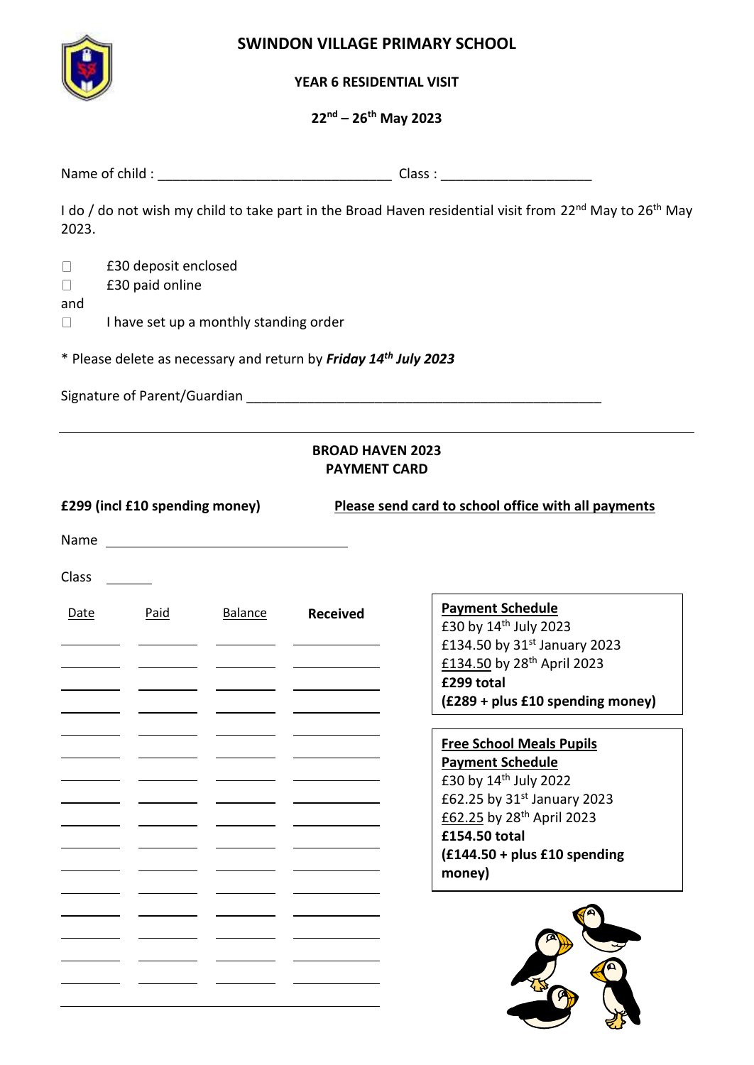# SWINDON VILLAGE PRIMARY SCHOOL

## YEAR 6 RESIDENTIAL VISIT

### 22nd – 26th May 2023

Name of child : ________________________________ Class : ____________________

I do / do not wish my child to take part in the Broad Haven residential visit from 22nd May to 26th May 2023.

- ☐ £30 deposit enclosed
- ☐ £30 paid online

and

- ☐ I have set up a monthly standing order

\* Please delete as necessary and return by ***Friday 14th July 2023***

Signature of Parent/Guardian ________________________________________________

---

**BROAD HAVEN 2023**
**PAYMENT CARD**

**£299 (incl £10 spending money)** **Please send card to school office with all payments**

Name ________________________________

Class ______

| Date | Paid | Balance | Received |
|---|---|---|---|
| | | | |
| | | | |
| | | | |
| | | | |
| | | | |
| | | | |
| | | | |
| | | | |
| | | | |
| | | | |
| | | | |
| | | | |
| | | | |
| | | | |
| | | | |
| | | | |
| | | | |

**Payment Schedule**
£30 by 14th July 2023
£134.50 by 31st January 2023
£134.50 by 28th April 2023
**£299 total**
**(£289 + plus £10 spending money)**

**Free School Meals Pupils Payment Schedule**
£30 by 14th July 2022
£62.25 by 31st January 2023
£62.25 by 28th April 2023
**£154.50 total**
**(£144.50 + plus £10 spending money)**